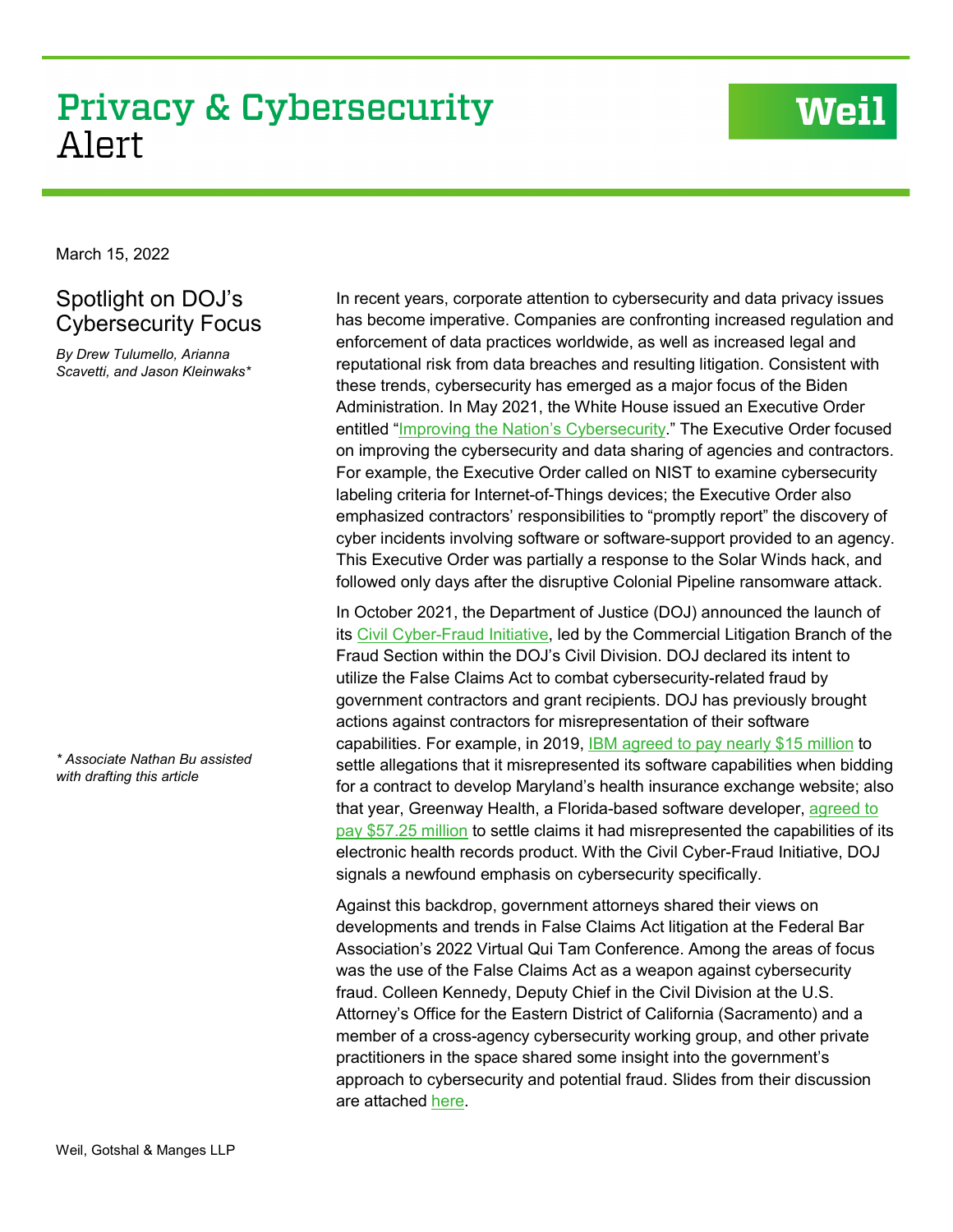# Privacy & Cybersecurity Alert

March 15, 2022

## Spotlight on DOJ's Cybersecurity Focus

*By Drew Tulumello, Arianna Scavetti, and Jason Kleinwaks**

*\* Associate Nathan Bu assisted with drafting this article*

In recent years, corporate attention to cybersecurity and data privacy issues has become imperative. Companies are confronting increased regulation and enforcement of data practices worldwide, as well as increased legal and reputational risk from data breaches and resulting litigation. Consistent with these trends, cybersecurity has emerged as a major focus of the Biden Administration. In May 2021, the White House issued an Executive Order entitled "Improving the Nation's Cybersecurity." The Executive Order focused on improving the cybersecurity and data sharing of agencies and contractors. For example, the Executive Order called on NIST to examine cybersecurity labeling criteria for Internet-of-Things devices; the Executive Order also emphasized contractors' responsibilities to "promptly report" the discovery of cyber incidents involving software or software-support provided to an agency. This Executive Order was partially a response to the Solar Winds hack, and followed only days after the disruptive Colonial Pipeline ransomware attack.

In October 2021, the Department of Justice (DOJ) announced the launch of its Civil Cyber-Fraud Initiative, led by the Commercial Litigation Branch of the Fraud Section within the DOJ's Civil Division. DOJ declared its intent to utilize the False Claims Act to combat cybersecurity-related fraud by government contractors and grant recipients. DOJ has previously brought actions against contractors for misrepresentation of their software capabilities. For example, in 2019, IBM agreed to pay nearly $15 million to settle allegations that it misrepresented its software capabilities when bidding for a contract to develop Maryland's health insurance exchange website; also that year, Greenway Health, a Florida-based software developer, agreed to pay $57.25 million to settle claims it had misrepresented the capabilities of its electronic health records product. With the Civil Cyber-Fraud Initiative, DOJ signals a newfound emphasis on cybersecurity specifically.

Against this backdrop, government attorneys shared their views on developments and trends in False Claims Act litigation at the Federal Bar Association's 2022 Virtual Qui Tam Conference. Among the areas of focus was the use of the False Claims Act as a weapon against cybersecurity fraud. Colleen Kennedy, Deputy Chief in the Civil Division at the U.S. Attorney's Office for the Eastern District of California (Sacramento) and a member of a cross-agency cybersecurity working group, and other private practitioners in the space shared some insight into the government's approach to cybersecurity and potential fraud. Slides from their discussion are attached here.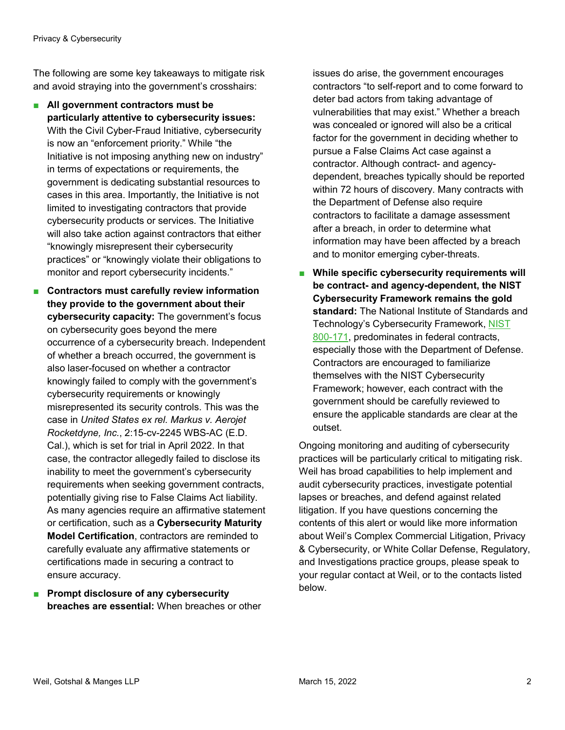The following are some key takeaways to mitigate risk and avoid straying into the government's crosshairs:

- **All government contractors must be particularly attentive to cybersecurity issues:** With the Civil Cyber-Fraud Initiative, cybersecurity is now an "enforcement priority." While "the Initiative is not imposing anything new on industry" in terms of expectations or requirements, the government is dedicating substantial resources to cases in this area. Importantly, the Initiative is not limited to investigating contractors that provide cybersecurity products or services. The Initiative will also take action against contractors that either "knowingly misrepresent their cybersecurity practices" or "knowingly violate their obligations to monitor and report cybersecurity incidents."
- **Contractors must carefully review information they provide to the government about their cybersecurity capacity:** The government's focus on cybersecurity goes beyond the mere occurrence of a cybersecurity breach. Independent of whether a breach occurred, the government is also laser-focused on whether a contractor knowingly failed to comply with the government's cybersecurity requirements or knowingly misrepresented its security controls. This was the case in *United States ex rel. Markus v. Aerojet Rocketdyne, Inc.*, 2:15-cv-2245 WBS-AC (E.D. Cal.), which is set for trial in April 2022. In that case, the contractor allegedly failed to disclose its inability to meet the government's cybersecurity requirements when seeking government contracts, potentially giving rise to False Claims Act liability. As many agencies require an affirmative statement or certification, such as a **Cybersecurity Maturity Model Certification**, contractors are reminded to carefully evaluate any affirmative statements or certifications made in securing a contract to ensure accuracy.
- **Prompt disclosure of any cybersecurity breaches are essential:** When breaches or other issues do arise, the government encourages contractors "to self-report and to come forward to deter bad actors from taking advantage of vulnerabilities that may exist." Whether a breach was concealed or ignored will also be a critical factor for the government in deciding whether to pursue a False Claims Act case against a contractor. Although contract- and agency-dependent, breaches typically should be reported within 72 hours of discovery. Many contracts with the Department of Defense also require contractors to facilitate a damage assessment after a breach, in order to determine what information may have been affected by a breach and to monitor emerging cyber-threats.
- **While specific cybersecurity requirements will be contract- and agency-dependent, the NIST Cybersecurity Framework remains the gold standard:** The National Institute of Standards and Technology's Cybersecurity Framework, NIST 800-171, predominates in federal contracts, especially those with the Department of Defense. Contractors are encouraged to familiarize themselves with the NIST Cybersecurity Framework; however, each contract with the government should be carefully reviewed to ensure the applicable standards are clear at the outset.

Ongoing monitoring and auditing of cybersecurity practices will be particularly critical to mitigating risk. Weil has broad capabilities to help implement and audit cybersecurity practices, investigate potential lapses or breaches, and defend against related litigation. If you have questions concerning the contents of this alert or would like more information about Weil's Complex Commercial Litigation, Privacy & Cybersecurity, or White Collar Defense, Regulatory, and Investigations practice groups, please speak to your regular contact at Weil, or to the contacts listed below.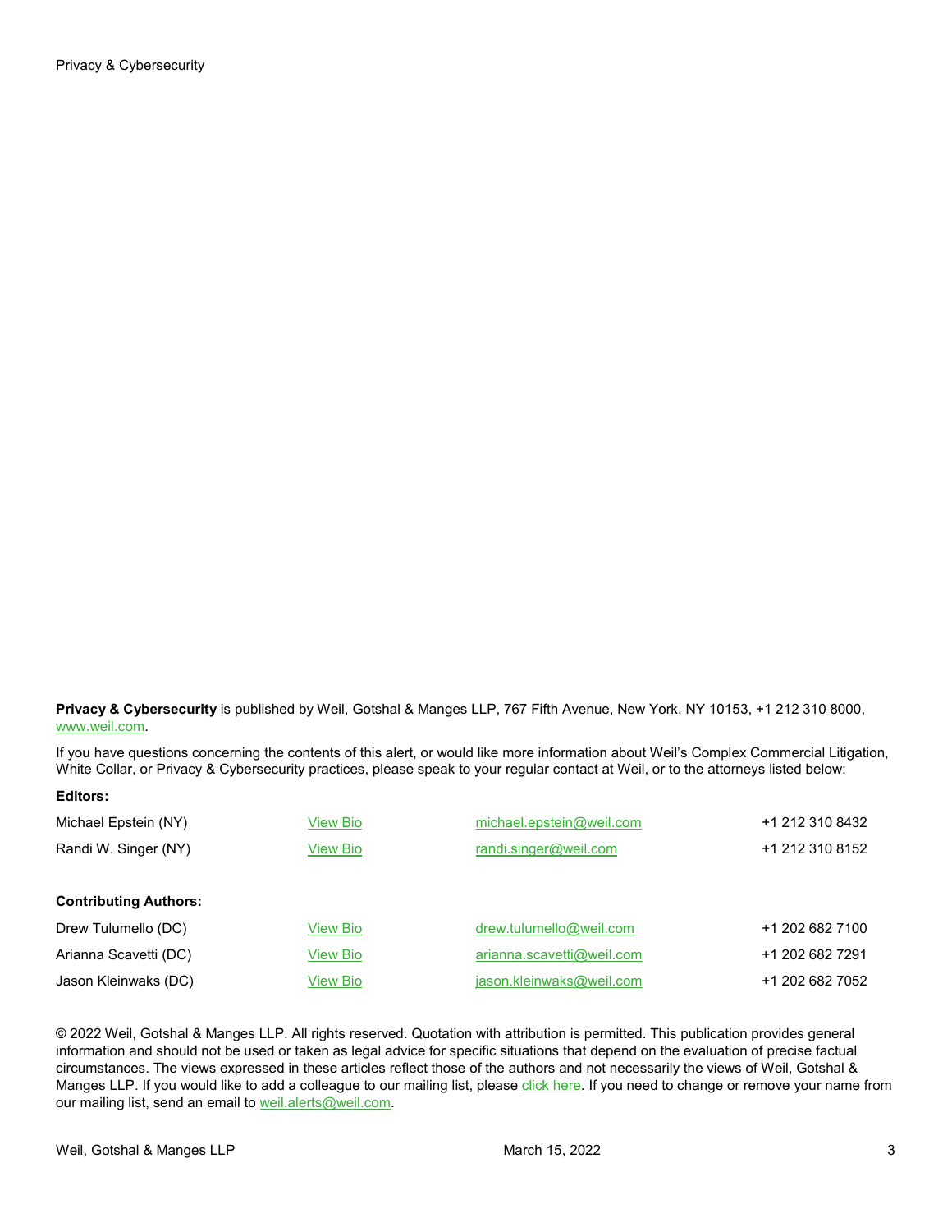**Privacy & Cybersecurity** is published by Weil, Gotshal & Manges LLP, 767 Fifth Avenue, New York, NY 10153, +1 212 310 8000, www.weil.com.

If you have questions concerning the contents of this alert, or would like more information about Weil's Complex Commercial Litigation, White Collar, or Privacy & Cybersecurity practices, please speak to your regular contact at Weil, or to the attorneys listed below:

**Editors:**

| | | | |
|---|---|---|---|
| Michael Epstein (NY) | View Bio | michael.epstein@weil.com | +1 212 310 8432 |
| Randi W. Singer (NY) | View Bio | randi.singer@weil.com | +1 212 310 8152 |

**Contributing Authors:**

| | | | |
|---|---|---|---|
| Drew Tulumello (DC) | View Bio | drew.tulumello@weil.com | +1 202 682 7100 |
| Arianna Scavetti (DC) | View Bio | arianna.scavetti@weil.com | +1 202 682 7291 |
| Jason Kleinwaks (DC) | View Bio | jason.kleinwaks@weil.com | +1 202 682 7052 |

© 2022 Weil, Gotshal & Manges LLP. All rights reserved. Quotation with attribution is permitted. This publication provides general information and should not be used or taken as legal advice for specific situations that depend on the evaluation of precise factual circumstances. The views expressed in these articles reflect those of the authors and not necessarily the views of Weil, Gotshal & Manges LLP. If you would like to add a colleague to our mailing list, please click here. If you need to change or remove your name from our mailing list, send an email to weil.alerts@weil.com.